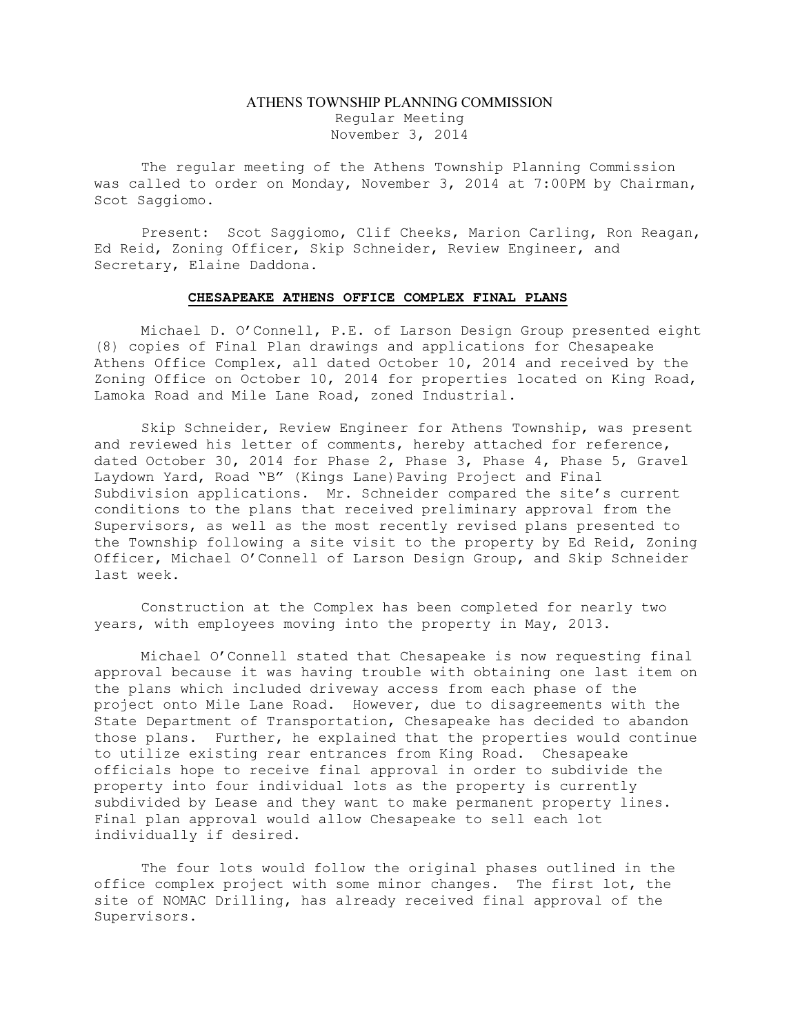# ATHENS TOWNSHIP PLANNING COMMISSION

Regular Meeting
November 3, 2014

The regular meeting of the Athens Township Planning Commission was called to order on Monday, November 3, 2014 at 7:00PM by Chairman, Scot Saggiomo.

Present: Scot Saggiomo, Clif Cheeks, Marion Carling, Ron Reagan, Ed Reid, Zoning Officer, Skip Schneider, Review Engineer, and Secretary, Elaine Daddona.

## CHESAPEAKE ATHENS OFFICE COMPLEX FINAL PLANS

Michael D. O'Connell, P.E. of Larson Design Group presented eight (8) copies of Final Plan drawings and applications for Chesapeake Athens Office Complex, all dated October 10, 2014 and received by the Zoning Office on October 10, 2014 for properties located on King Road, Lamoka Road and Mile Lane Road, zoned Industrial.

Skip Schneider, Review Engineer for Athens Township, was present and reviewed his letter of comments, hereby attached for reference, dated October 30, 2014 for Phase 2, Phase 3, Phase 4, Phase 5, Gravel Laydown Yard, Road "B" (Kings Lane)Paving Project and Final Subdivision applications. Mr. Schneider compared the site's current conditions to the plans that received preliminary approval from the Supervisors, as well as the most recently revised plans presented to the Township following a site visit to the property by Ed Reid, Zoning Officer, Michael O'Connell of Larson Design Group, and Skip Schneider last week.

Construction at the Complex has been completed for nearly two years, with employees moving into the property in May, 2013.

Michael O'Connell stated that Chesapeake is now requesting final approval because it was having trouble with obtaining one last item on the plans which included driveway access from each phase of the project onto Mile Lane Road. However, due to disagreements with the State Department of Transportation, Chesapeake has decided to abandon those plans. Further, he explained that the properties would continue to utilize existing rear entrances from King Road. Chesapeake officials hope to receive final approval in order to subdivide the property into four individual lots as the property is currently subdivided by Lease and they want to make permanent property lines. Final plan approval would allow Chesapeake to sell each lot individually if desired.

The four lots would follow the original phases outlined in the office complex project with some minor changes. The first lot, the site of NOMAC Drilling, has already received final approval of the Supervisors.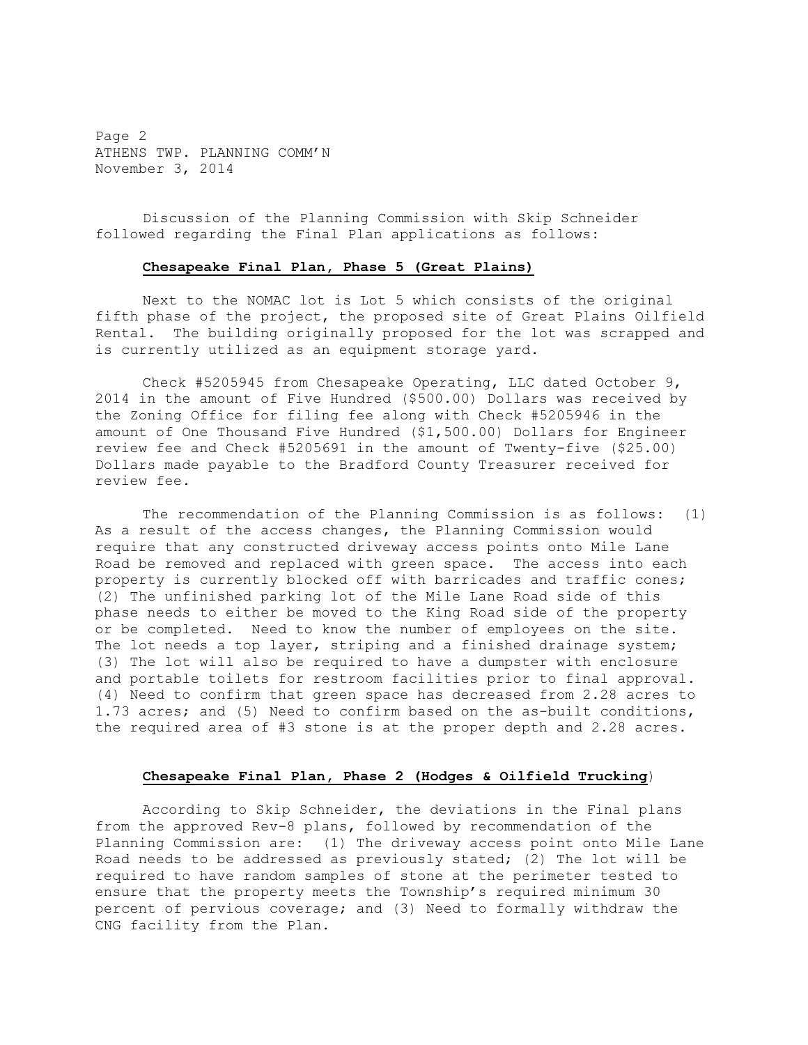Discussion of the Planning Commission with Skip Schneider followed regarding the Final Plan applications as follows:

**Chesapeake Final Plan, Phase 5 (Great Plains)**

Next to the NOMAC lot is Lot 5 which consists of the original fifth phase of the project, the proposed site of Great Plains Oilfield Rental. The building originally proposed for the lot was scrapped and is currently utilized as an equipment storage yard.

Check #5205945 from Chesapeake Operating, LLC dated October 9, 2014 in the amount of Five Hundred ($500.00) Dollars was received by the Zoning Office for filing fee along with Check #5205946 in the amount of One Thousand Five Hundred ($1,500.00) Dollars for Engineer review fee and Check #5205691 in the amount of Twenty-five ($25.00) Dollars made payable to the Bradford County Treasurer received for review fee.

The recommendation of the Planning Commission is as follows: (1) As a result of the access changes, the Planning Commission would require that any constructed driveway access points onto Mile Lane Road be removed and replaced with green space. The access into each property is currently blocked off with barricades and traffic cones; (2) The unfinished parking lot of the Mile Lane Road side of this phase needs to either be moved to the King Road side of the property or be completed. Need to know the number of employees on the site. The lot needs a top layer, striping and a finished drainage system; (3) The lot will also be required to have a dumpster with enclosure and portable toilets for restroom facilities prior to final approval. (4) Need to confirm that green space has decreased from 2.28 acres to 1.73 acres; and (5) Need to confirm based on the as-built conditions, the required area of #3 stone is at the proper depth and 2.28 acres.

**Chesapeake Final Plan, Phase 2 (Hodges & Oilfield Trucking)**

According to Skip Schneider, the deviations in the Final plans from the approved Rev-8 plans, followed by recommendation of the Planning Commission are: (1) The driveway access point onto Mile Lane Road needs to be addressed as previously stated; (2) The lot will be required to have random samples of stone at the perimeter tested to ensure that the property meets the Township's required minimum 30 percent of pervious coverage; and (3) Need to formally withdraw the CNG facility from the Plan.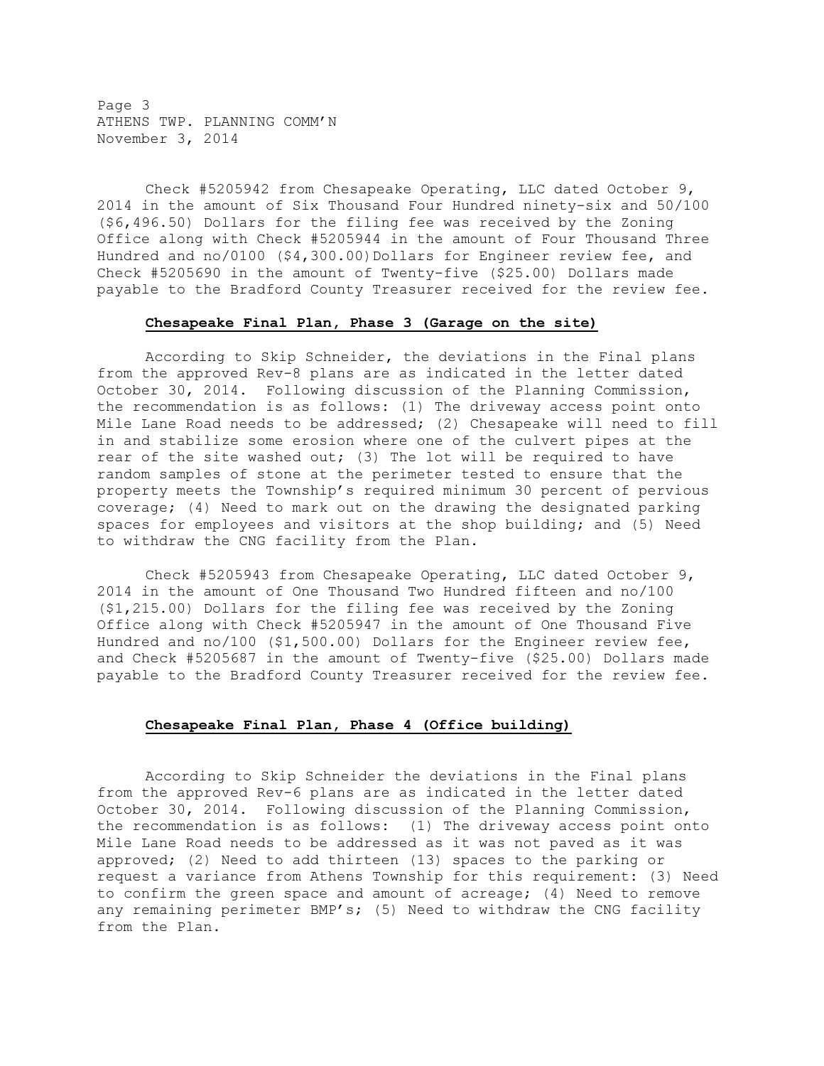Check #5205942 from Chesapeake Operating, LLC dated October 9, 2014 in the amount of Six Thousand Four Hundred ninety-six and 50/100 ($6,496.50) Dollars for the filing fee was received by the Zoning Office along with Check #5205944 in the amount of Four Thousand Three Hundred and no/0100 ($4,300.00)Dollars for Engineer review fee, and Check #5205690 in the amount of Twenty-five ($25.00) Dollars made payable to the Bradford County Treasurer received for the review fee.

**Chesapeake Final Plan, Phase 3 (Garage on the site)**

According to Skip Schneider, the deviations in the Final plans from the approved Rev-8 plans are as indicated in the letter dated October 30, 2014. Following discussion of the Planning Commission, the recommendation is as follows: (1) The driveway access point onto Mile Lane Road needs to be addressed; (2) Chesapeake will need to fill in and stabilize some erosion where one of the culvert pipes at the rear of the site washed out; (3) The lot will be required to have random samples of stone at the perimeter tested to ensure that the property meets the Township's required minimum 30 percent of pervious coverage; (4) Need to mark out on the drawing the designated parking spaces for employees and visitors at the shop building; and (5) Need to withdraw the CNG facility from the Plan.

Check #5205943 from Chesapeake Operating, LLC dated October 9, 2014 in the amount of One Thousand Two Hundred fifteen and no/100 ($1,215.00) Dollars for the filing fee was received by the Zoning Office along with Check #5205947 in the amount of One Thousand Five Hundred and no/100 ($1,500.00) Dollars for the Engineer review fee, and Check #5205687 in the amount of Twenty-five ($25.00) Dollars made payable to the Bradford County Treasurer received for the review fee.

**Chesapeake Final Plan, Phase 4 (Office building)**

According to Skip Schneider the deviations in the Final plans from the approved Rev-6 plans are as indicated in the letter dated October 30, 2014. Following discussion of the Planning Commission, the recommendation is as follows: (1) The driveway access point onto Mile Lane Road needs to be addressed as it was not paved as it was approved; (2) Need to add thirteen (13) spaces to the parking or request a variance from Athens Township for this requirement: (3) Need to confirm the green space and amount of acreage; (4) Need to remove any remaining perimeter BMP's; (5) Need to withdraw the CNG facility from the Plan.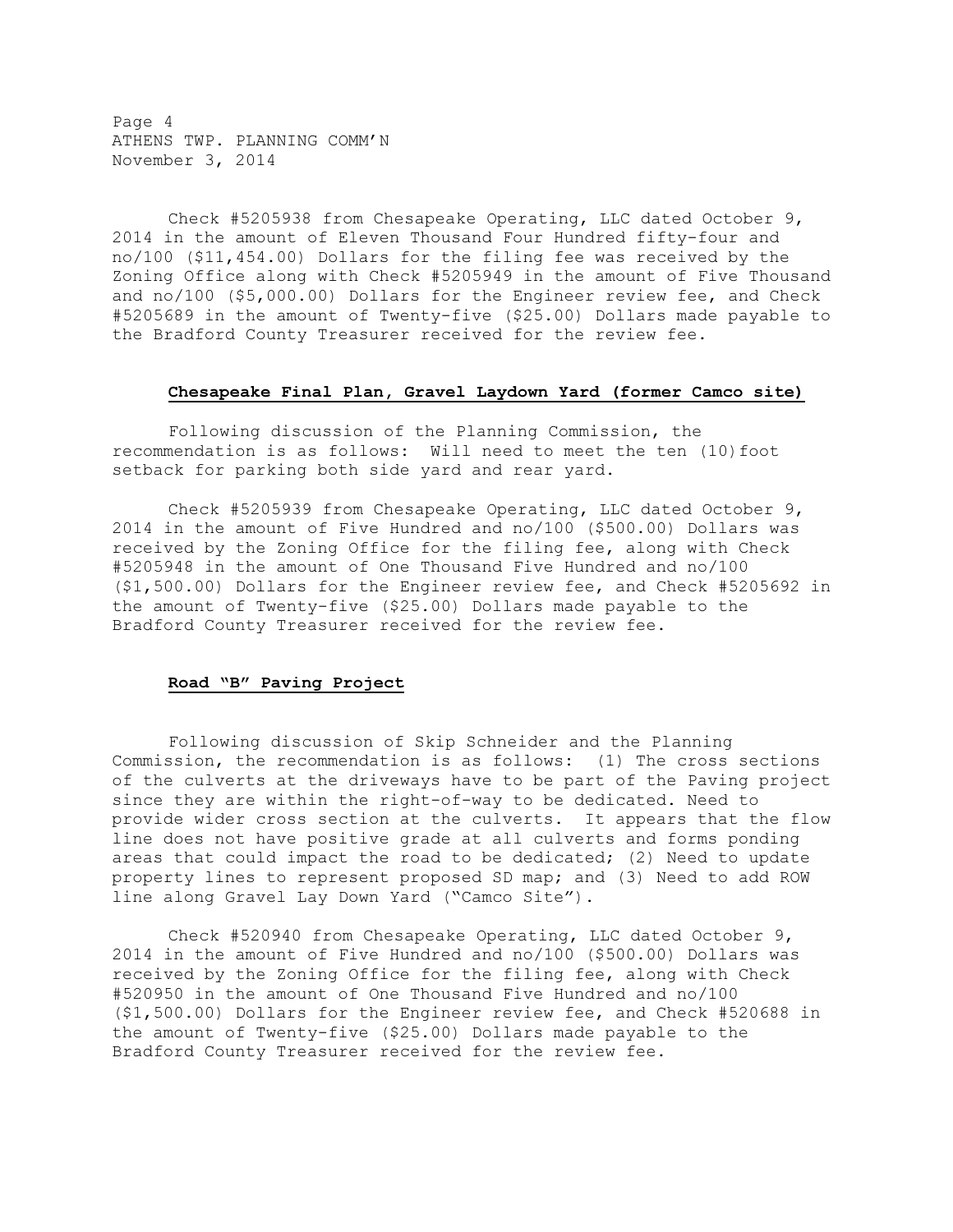Check #5205938 from Chesapeake Operating, LLC dated October 9, 2014 in the amount of Eleven Thousand Four Hundred fifty-four and no/100 ($11,454.00) Dollars for the filing fee was received by the Zoning Office along with Check #5205949 in the amount of Five Thousand and no/100 ($5,000.00) Dollars for the Engineer review fee, and Check #5205689 in the amount of Twenty-five ($25.00) Dollars made payable to the Bradford County Treasurer received for the review fee.

**Chesapeake Final Plan, Gravel Laydown Yard (former Camco site)**

Following discussion of the Planning Commission, the recommendation is as follows: Will need to meet the ten (10)foot setback for parking both side yard and rear yard.

Check #5205939 from Chesapeake Operating, LLC dated October 9, 2014 in the amount of Five Hundred and no/100 ($500.00) Dollars was received by the Zoning Office for the filing fee, along with Check #5205948 in the amount of One Thousand Five Hundred and no/100 ($1,500.00) Dollars for the Engineer review fee, and Check #5205692 in the amount of Twenty-five ($25.00) Dollars made payable to the Bradford County Treasurer received for the review fee.

**Road "B" Paving Project**

Following discussion of Skip Schneider and the Planning Commission, the recommendation is as follows: (1) The cross sections of the culverts at the driveways have to be part of the Paving project since they are within the right-of-way to be dedicated. Need to provide wider cross section at the culverts. It appears that the flow line does not have positive grade at all culverts and forms ponding areas that could impact the road to be dedicated; (2) Need to update property lines to represent proposed SD map; and (3) Need to add ROW line along Gravel Lay Down Yard ("Camco Site").

Check #520940 from Chesapeake Operating, LLC dated October 9, 2014 in the amount of Five Hundred and no/100 ($500.00) Dollars was received by the Zoning Office for the filing fee, along with Check #520950 in the amount of One Thousand Five Hundred and no/100 ($1,500.00) Dollars for the Engineer review fee, and Check #520688 in the amount of Twenty-five ($25.00) Dollars made payable to the Bradford County Treasurer received for the review fee.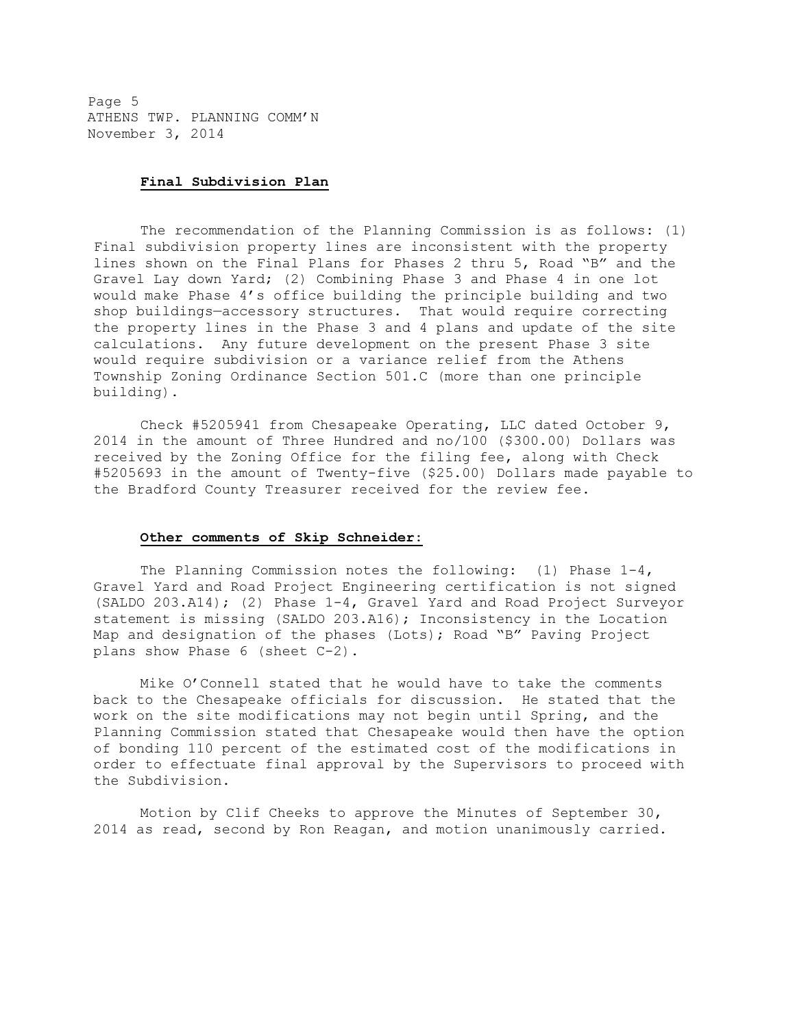#### **Final Subdivision Plan**

The recommendation of the Planning Commission is as follows: (1) Final subdivision property lines are inconsistent with the property lines shown on the Final Plans for Phases 2 thru 5, Road "B" and the Gravel Lay down Yard; (2) Combining Phase 3 and Phase 4 in one lot would make Phase 4's office building the principle building and two shop buildings—accessory structures. That would require correcting the property lines in the Phase 3 and 4 plans and update of the site calculations. Any future development on the present Phase 3 site would require subdivision or a variance relief from the Athens Township Zoning Ordinance Section 501.C (more than one principle building).

Check #5205941 from Chesapeake Operating, LLC dated October 9, 2014 in the amount of Three Hundred and no/100 ($300.00) Dollars was received by the Zoning Office for the filing fee, along with Check #5205693 in the amount of Twenty-five ($25.00) Dollars made payable to the Bradford County Treasurer received for the review fee.

#### **Other comments of Skip Schneider:**

The Planning Commission notes the following: (1) Phase 1-4, Gravel Yard and Road Project Engineering certification is not signed (SALDO 203.A14); (2) Phase 1-4, Gravel Yard and Road Project Surveyor statement is missing (SALDO 203.A16); Inconsistency in the Location Map and designation of the phases (Lots); Road "B" Paving Project plans show Phase 6 (sheet C-2).

Mike O'Connell stated that he would have to take the comments back to the Chesapeake officials for discussion. He stated that the work on the site modifications may not begin until Spring, and the Planning Commission stated that Chesapeake would then have the option of bonding 110 percent of the estimated cost of the modifications in order to effectuate final approval by the Supervisors to proceed with the Subdivision.

Motion by Clif Cheeks to approve the Minutes of September 30, 2014 as read, second by Ron Reagan, and motion unanimously carried.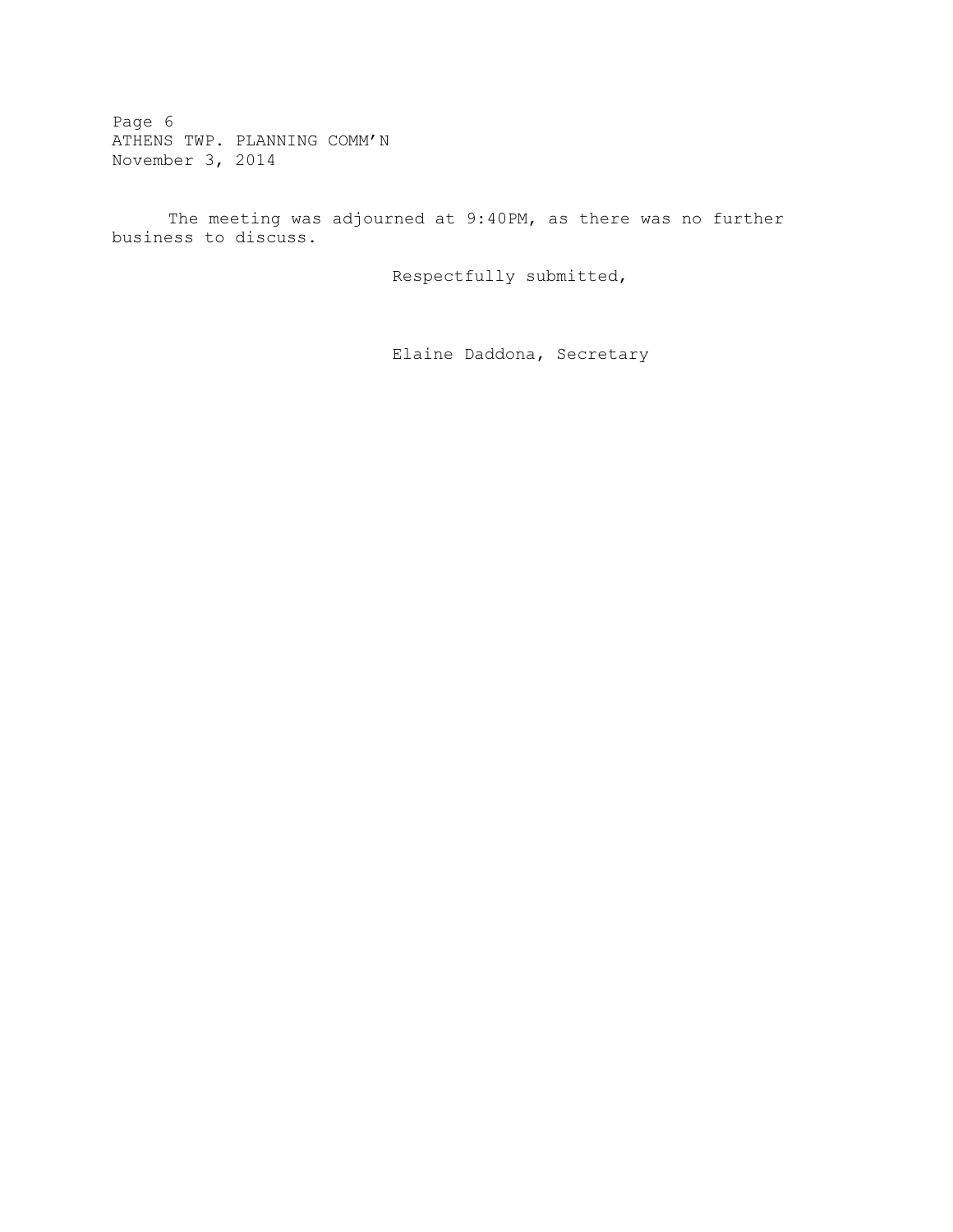The meeting was adjourned at 9:40PM, as there was no further business to discuss.

Respectfully submitted,

Elaine Daddona, Secretary